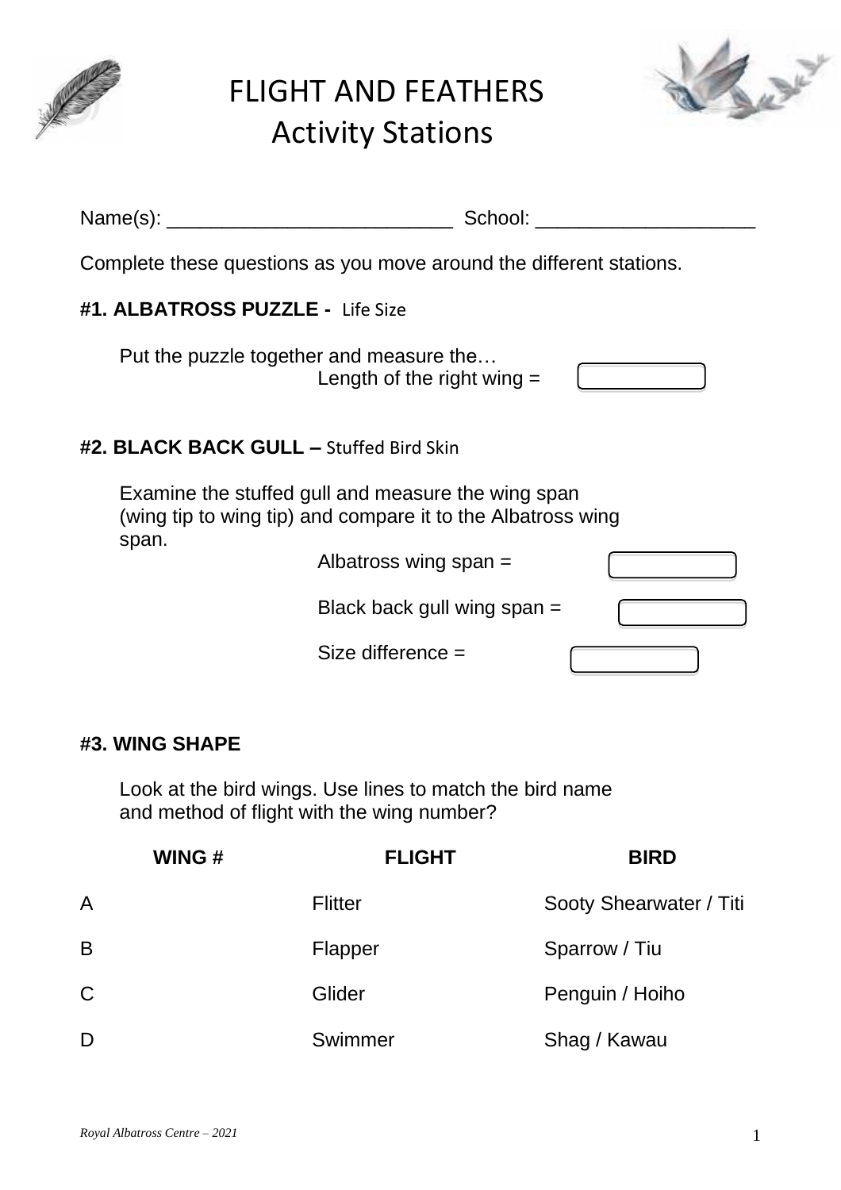# FLIGHT AND FEATHERS
## Activity Stations

Name(s): __________________________ School: ____________________

Complete these questions as you move around the different stations.

### #1. ALBATROSS PUZZLE - Life Size

Put the puzzle together and measure the…

Length of the right wing = [ ]

### #2. BLACK BACK GULL – Stuffed Bird Skin

Examine the stuffed gull and measure the wing span (wing tip to wing tip) and compare it to the Albatross wing span.

Albatross wing span = [ ]

Black back gull wing span = [ ]

Size difference = [ ]

### #3. WING SHAPE

Look at the bird wings. Use lines to match the bird name and method of flight with the wing number?

| WING # | FLIGHT | BIRD |
|---|---|---|
| A | Flitter | Sooty Shearwater / Titi |
| B | Flapper | Sparrow / Tiu |
| C | Glider | Penguin / Hoiho |
| D | Swimmer | Shag / Kawau |

*Royal Albatross Centre – 2021*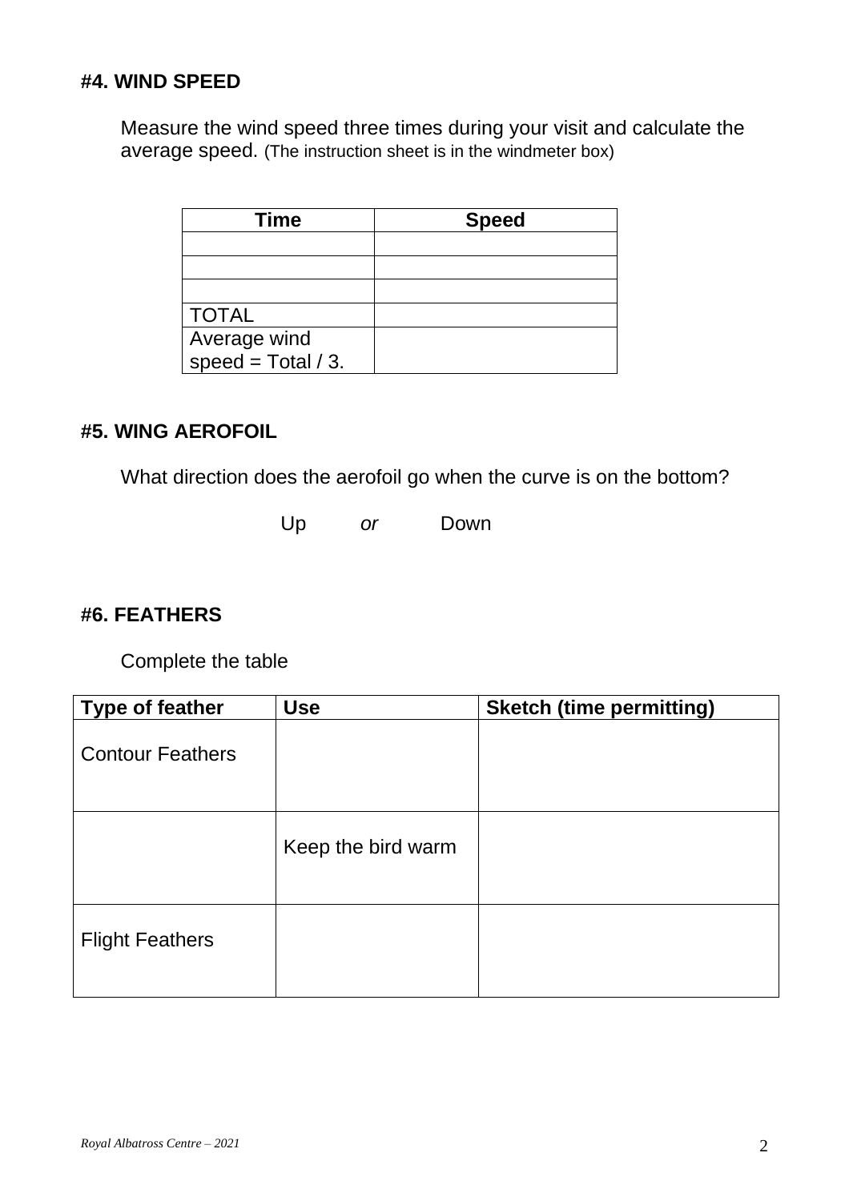### #4. WIND SPEED

Measure the wind speed three times during your visit and calculate the average speed. (The instruction sheet is in the windmeter box)

| Time | Speed |
|---|---|
| | |
| | |
| | |
| TOTAL | |
| Average wind speed = Total / 3. | |

### #5. WING AEROFOIL

What direction does the aerofoil go when the curve is on the bottom?

Up *or* Down

### #6. FEATHERS

Complete the table

| Type of feather | Use | Sketch (time permitting) |
|---|---|---|
| Contour Feathers | | |
| | Keep the bird warm | |
| Flight Feathers | | |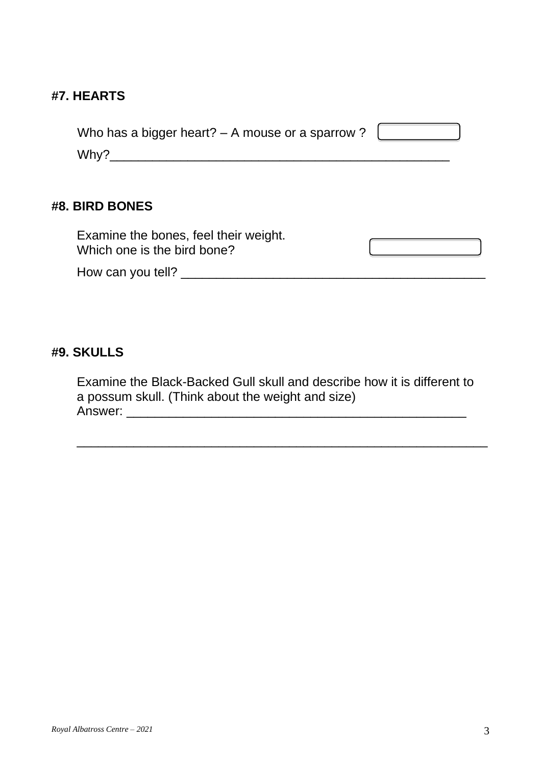### #7. HEARTS

Who has a bigger heart? – A mouse or a sparrow ? [ ]

Why?________________________________________________

### #8. BIRD BONES

Examine the bones, feel their weight.
Which one is the bird bone? [ ]

How can you tell? ___________________________________________

### #9. SKULLS

Examine the Black-Backed Gull skull and describe how it is different to a possum skull. (Think about the weight and size)
Answer: _________________________________________________

___________________________________________________________